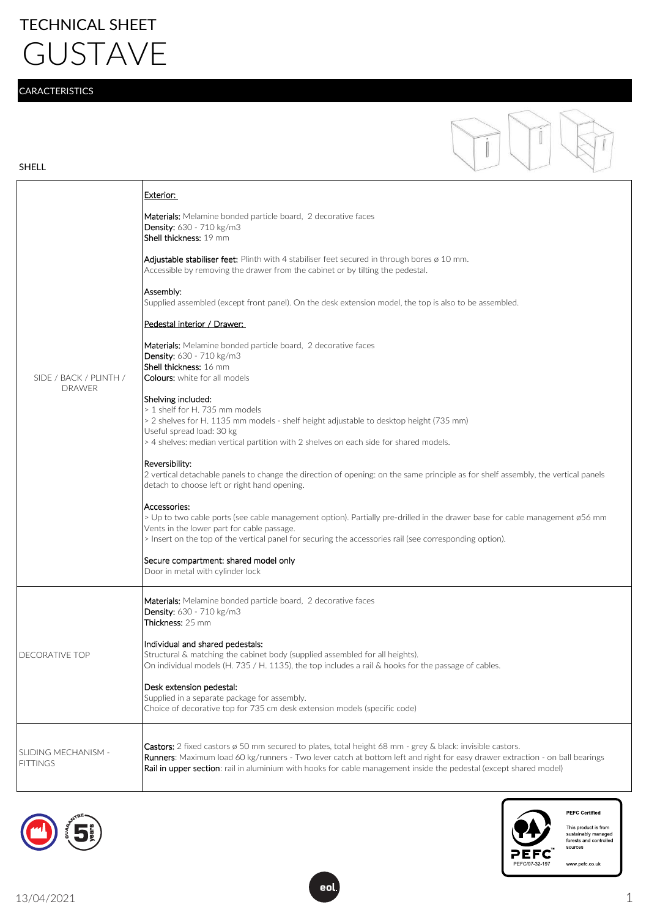# TECHNICAL SHEET
# GUSTAVE

## CARACTERISTICS

### SHELL

| | |
|---|---|
| SIDE / BACK / PLINTH / DRAWER | Exterior:<br><br>**Materials:** Melamine bonded particle board, 2 decorative faces<br>**Density:** 630 - 710 kg/m3<br>**Shell thickness:** 19 mm<br><br>**Adjustable stabiliser feet:** Plinth with 4 stabiliser feet secured in through bores ø 10 mm. Accessible by removing the drawer from the cabinet or by tilting the pedestal.<br><br>Assembly:<br>Supplied assembled (except front panel). On the desk extension model, the top is also to be assembled.<br><br>Pedestal interior / Drawer:<br><br>**Materials:** Melamine bonded particle board, 2 decorative faces<br>**Density:** 630 - 710 kg/m3<br>**Shell thickness:** 16 mm<br>**Colours:** white for all models<br><br>Shelving included:<br>> 1 shelf for H. 735 mm models<br>> 2 shelves for H. 1135 mm models - shelf height adjustable to desktop height (735 mm)<br>Useful spread load: 30 kg<br>> 4 shelves: median vertical partition with 2 shelves on each side for shared models.<br><br>Reversibility:<br>2 vertical detachable panels to change the direction of opening: on the same principle as for shelf assembly, the vertical panels detach to choose left or right hand opening.<br><br>Accessories:<br>> Up to two cable ports (see cable management option). Partially pre-drilled in the drawer base for cable management ø56 mm<br>Vents in the lower part for cable passage.<br>> Insert on the top of the vertical panel for securing the accessories rail (see corresponding option).<br><br>Secure compartment: shared model only<br>Door in metal with cylinder lock |
| DECORATIVE TOP | **Materials:** Melamine bonded particle board, 2 decorative faces<br>**Density:** 630 - 710 kg/m3<br>**Thickness:** 25 mm<br><br>Individual and shared pedestals:<br>Structural & matching the cabinet body (supplied assembled for all heights).<br>On individual models (H. 735 / H. 1135), the top includes a rail & hooks for the passage of cables.<br><br>Desk extension pedestal:<br>Supplied in a separate package for assembly.<br>Choice of decorative top for 735 cm desk extension models (specific code) |
| SLIDING MECHANISM - FITTINGS | **Castors:** 2 fixed castors ø 50 mm secured to plates, total height 68 mm - grey & black: invisible castors.<br>**Runners**: Maximum load 60 kg/runners - Two lever catch at bottom left and right for easy drawer extraction - on ball bearings<br>**Rail in upper section**: rail in aluminium with hooks for cable management inside the pedestal (except shared model) |

GUARANTEE 5 years

PEFC Certified
This product is from sustainably managed forests and controlled sources
PEFC/07-32-197
www.pefc.co.uk

eol.

13/04/2021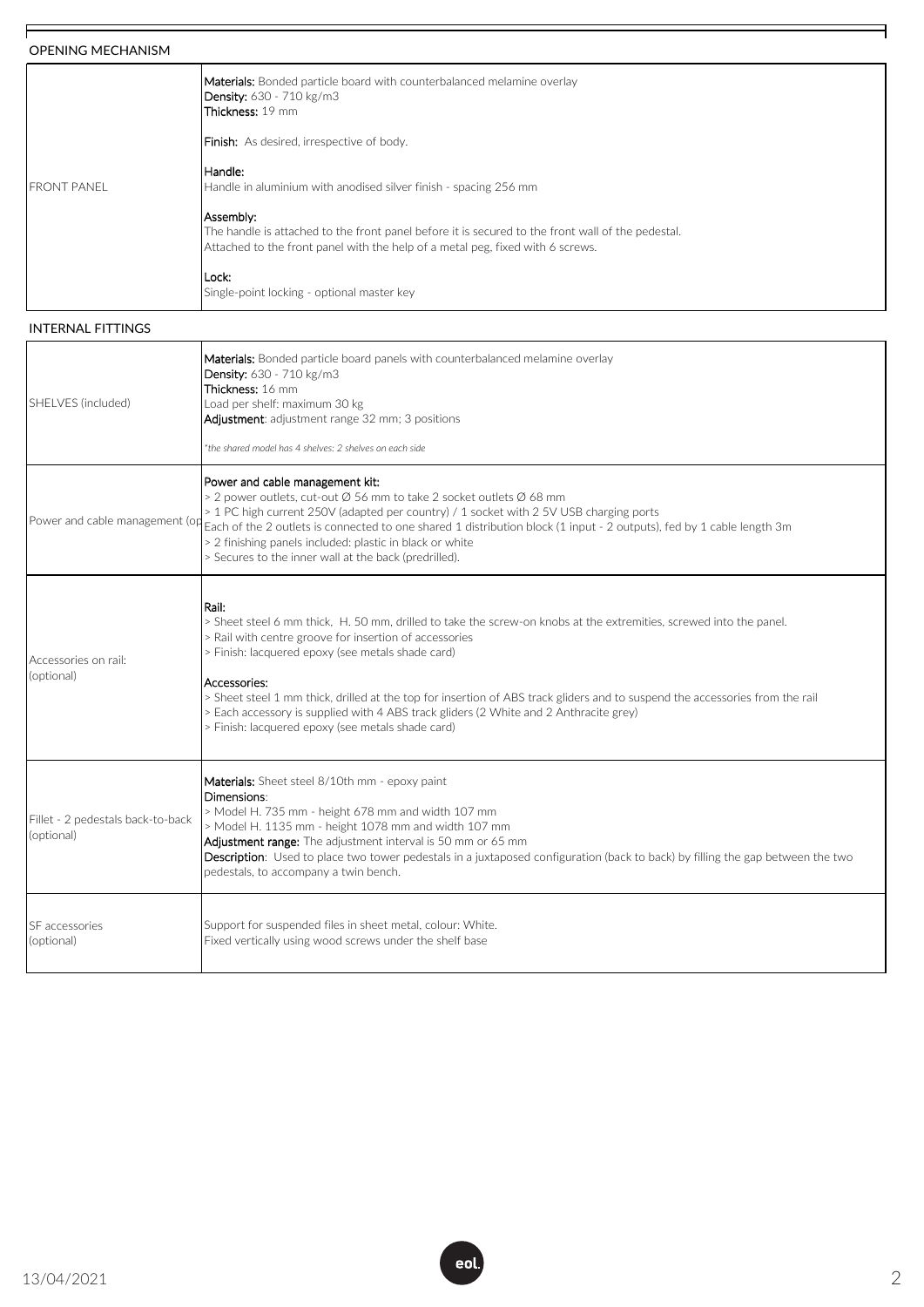## OPENING MECHANISM

| | |
|---|---|
| FRONT PANEL | **Materials:** Bonded particle board with counterbalanced melamine overlay<br>**Density:** 630 - 710 kg/m3<br>**Thickness:** 19 mm<br><br>**Finish:** As desired, irrespective of body.<br><br>**Handle:**<br>Handle in aluminium with anodised silver finish - spacing 256 mm<br><br>**Assembly:**<br>The handle is attached to the front panel before it is secured to the front wall of the pedestal.<br>Attached to the front panel with the help of a metal peg, fixed with 6 screws.<br><br>**Lock:**<br>Single-point locking - optional master key |

## INTERNAL FITTINGS

| | |
|---|---|
| SHELVES (included) | **Materials:** Bonded particle board panels with counterbalanced melamine overlay<br>**Density:** 630 - 710 kg/m3<br>**Thickness:** 16 mm<br>Load per shelf: maximum 30 kg<br>**Adjustment**: adjustment range 32 mm; 3 positions<br><br>*\*the shared model has 4 shelves: 2 shelves on each side* |
| Power and cable management (op | **Power and cable management kit:**<br>> 2 power outlets, cut-out Ø 56 mm to take 2 socket outlets Ø 68 mm<br>> 1 PC high current 250V (adapted per country) / 1 socket with 2 5V USB charging ports<br>Each of the 2 outlets is connected to one shared 1 distribution block (1 input - 2 outputs), fed by 1 cable length 3m<br>> 2 finishing panels included: plastic in black or white<br>> Secures to the inner wall at the back (predrilled). |
| Accessories on rail: (optional) | **Rail:**<br>> Sheet steel 6 mm thick, H. 50 mm, drilled to take the screw-on knobs at the extremities, screwed into the panel.<br>> Rail with centre groove for insertion of accessories<br>> Finish: lacquered epoxy (see metals shade card)<br><br>**Accessories:**<br>> Sheet steel 1 mm thick, drilled at the top for insertion of ABS track gliders and to suspend the accessories from the rail<br>> Each accessory is supplied with 4 ABS track gliders (2 White and 2 Anthracite grey)<br>> Finish: lacquered epoxy (see metals shade card) |
| Fillet - 2 pedestals back-to-back (optional) | **Materials:** Sheet steel 8/10th mm - epoxy paint<br>**Dimensions**:<br>> Model H. 735 mm - height 678 mm and width 107 mm<br>> Model H. 1135 mm - height 1078 mm and width 107 mm<br>**Adjustment range:** The adjustment interval is 50 mm or 65 mm<br>**Description**: Used to place two tower pedestals in a juxtaposed configuration (back to back) by filling the gap between the two pedestals, to accompany a twin bench. |
| SF accessories (optional) | Support for suspended files in sheet metal, colour: White.<br>Fixed vertically using wood screws under the shelf base |

13/04/2021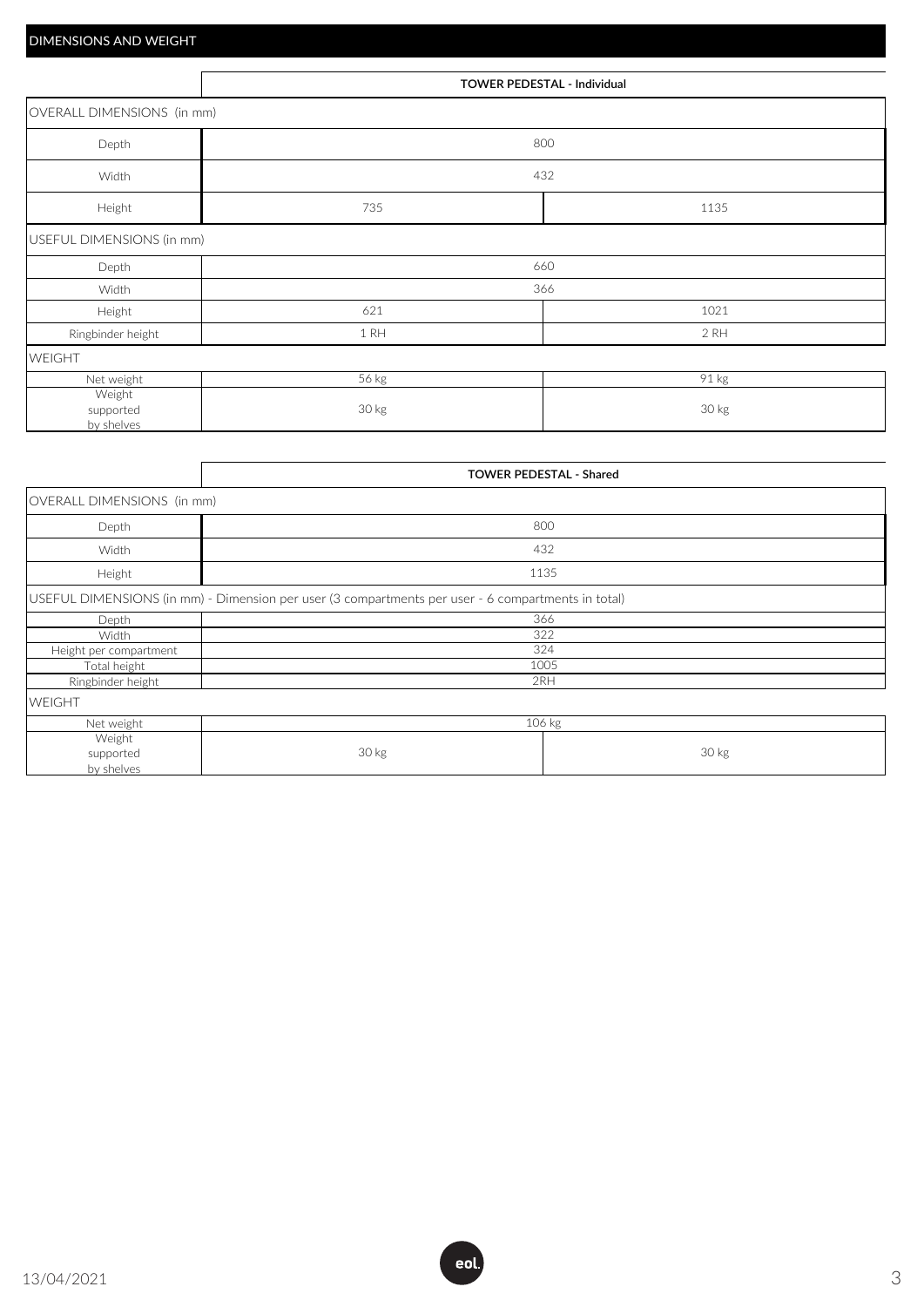## DIMENSIONS AND WEIGHT

| | TOWER PEDESTAL - Individual | |
|---|---|---|
| **OVERALL DIMENSIONS (in mm)** | | |
| Depth | 800 | |
| Width | 432 | |
| Height | 735 | 1135 |
| **USEFUL DIMENSIONS (in mm)** | | |
| Depth | 660 | |
| Width | 366 | |
| Height | 621 | 1021 |
| Ringbinder height | 1 RH | 2 RH |
| **WEIGHT** | | |
| Net weight | 56 kg | 91 kg |
| Weight supported by shelves | 30 kg | 30 kg |

| | TOWER PEDESTAL - Shared | |
|---|---|---|
| **OVERALL DIMENSIONS (in mm)** | | |
| Depth | 800 | |
| Width | 432 | |
| Height | 1135 | |
| **USEFUL DIMENSIONS (in mm) - Dimension per user (3 compartments per user - 6 compartments in total)** | | |
| Depth | 366 | |
| Width | 322 | |
| Height per compartment | 324 | |
| Total height | 1005 | |
| Ringbinder height | 2RH | |
| **WEIGHT** | | |
| Net weight | 106 kg | |
| Weight supported by shelves | 30 kg | 30 kg |

13/04/2021